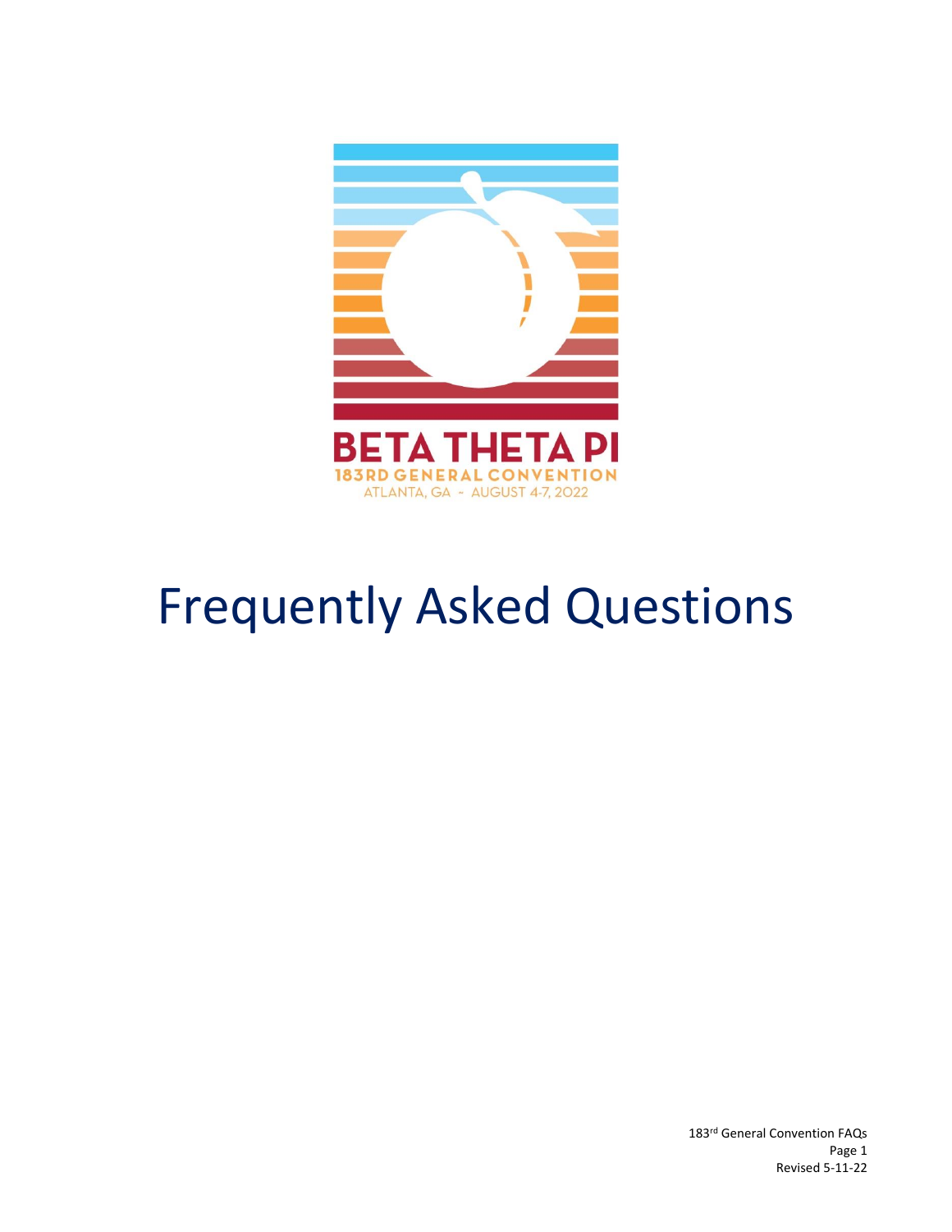BETA THETA PI

183RD GENERAL CONVENTION

ATLANTA, GA ~ AUGUST 4-7, 2022

# Frequently Asked Questions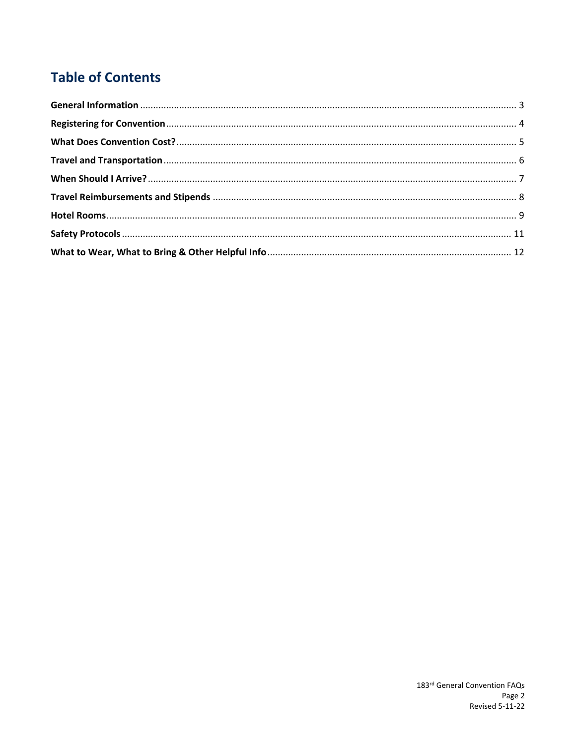# Table of Contents

**General Information** ........................................................ 3

**Registering for Convention** ........................................................ 4

**What Does Convention Cost?** ........................................................ 5

**Travel and Transportation** ........................................................ 6

**When Should I Arrive?** ........................................................ 7

**Travel Reimbursements and Stipends** ........................................................ 8

**Hotel Rooms** ........................................................ 9

**Safety Protocols** ........................................................ 11

**What to Wear, What to Bring & Other Helpful Info** ........................................................ 12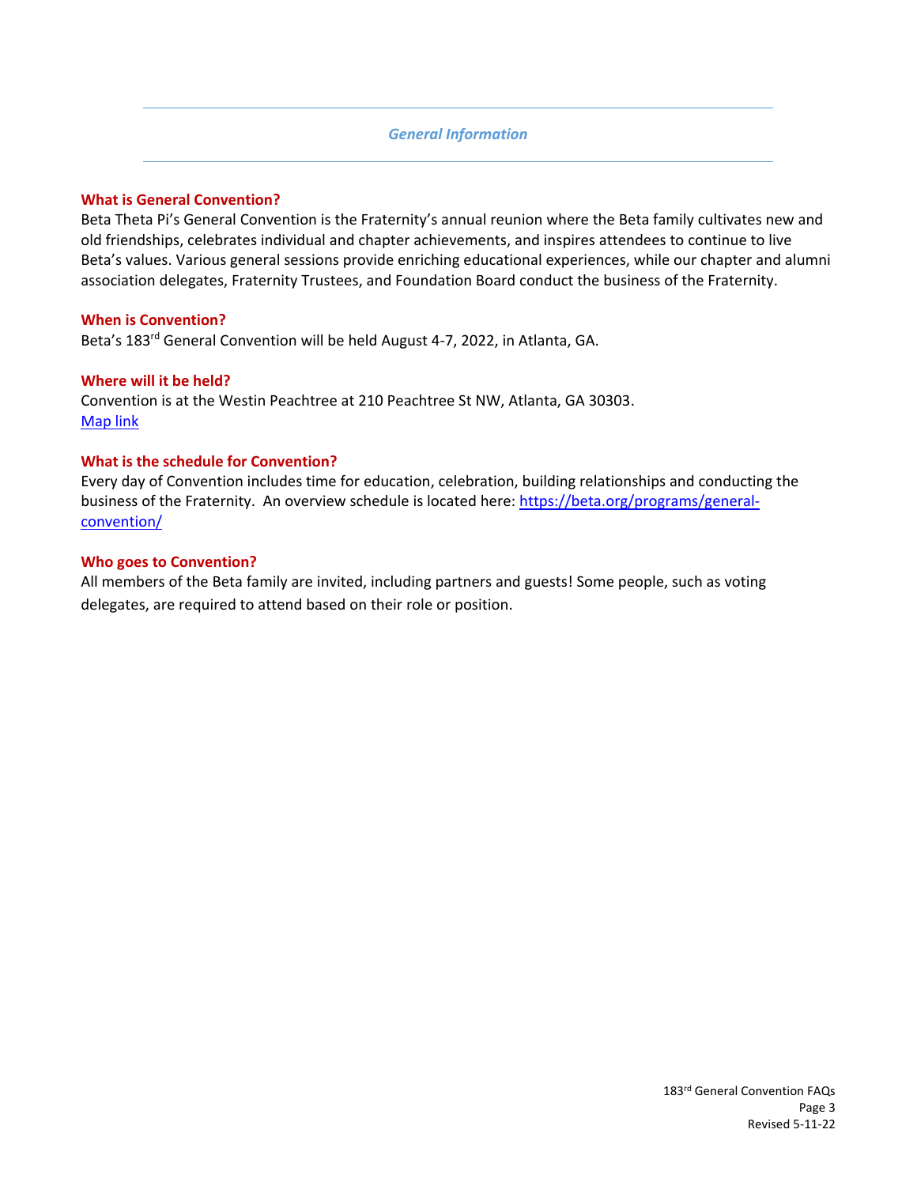## *General Information*

### What is General Convention?

Beta Theta Pi's General Convention is the Fraternity's annual reunion where the Beta family cultivates new and old friendships, celebrates individual and chapter achievements, and inspires attendees to continue to live Beta's values. Various general sessions provide enriching educational experiences, while our chapter and alumni association delegates, Fraternity Trustees, and Foundation Board conduct the business of the Fraternity.

### When is Convention?

Beta's 183rd General Convention will be held August 4-7, 2022, in Atlanta, GA.

### Where will it be held?

Convention is at the Westin Peachtree at 210 Peachtree St NW, Atlanta, GA 30303.
Map link

### What is the schedule for Convention?

Every day of Convention includes time for education, celebration, building relationships and conducting the business of the Fraternity. An overview schedule is located here: https://beta.org/programs/general-convention/

### Who goes to Convention?

All members of the Beta family are invited, including partners and guests! Some people, such as voting delegates, are required to attend based on their role or position.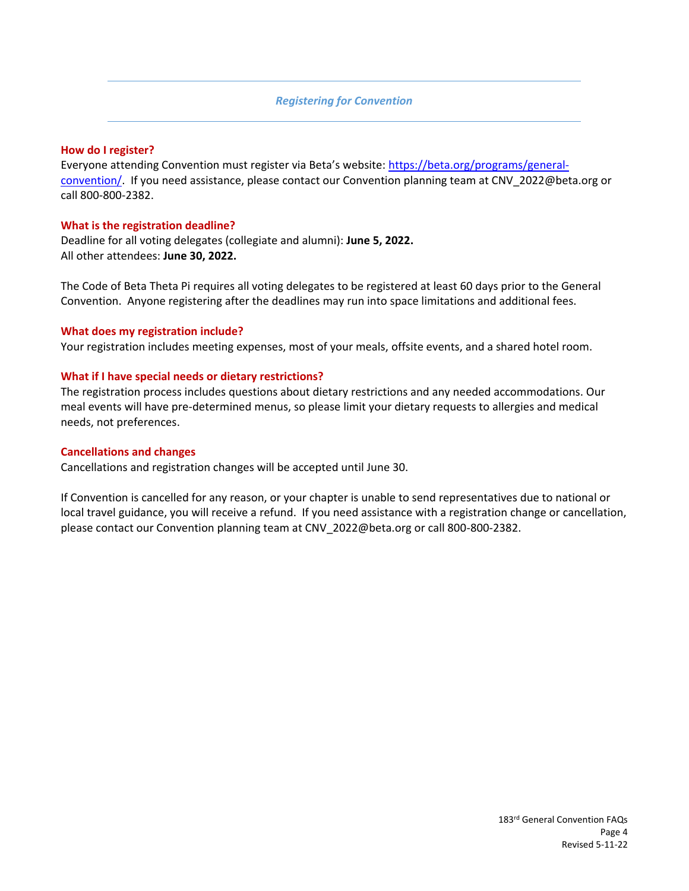## *Registering for Convention*

### How do I register?

Everyone attending Convention must register via Beta's website: [https://beta.org/programs/general-convention/](https://beta.org/programs/general-convention/). If you need assistance, please contact our Convention planning team at CNV_2022@beta.org or call 800-800-2382.

### What is the registration deadline?

Deadline for all voting delegates (collegiate and alumni): **June 5, 2022.**
All other attendees: **June 30, 2022.**

The Code of Beta Theta Pi requires all voting delegates to be registered at least 60 days prior to the General Convention. Anyone registering after the deadlines may run into space limitations and additional fees.

### What does my registration include?

Your registration includes meeting expenses, most of your meals, offsite events, and a shared hotel room.

### What if I have special needs or dietary restrictions?

The registration process includes questions about dietary restrictions and any needed accommodations. Our meal events will have pre-determined menus, so please limit your dietary requests to allergies and medical needs, not preferences.

### Cancellations and changes

Cancellations and registration changes will be accepted until June 30.

If Convention is cancelled for any reason, or your chapter is unable to send representatives due to national or local travel guidance, you will receive a refund. If you need assistance with a registration change or cancellation, please contact our Convention planning team at CNV_2022@beta.org or call 800-800-2382.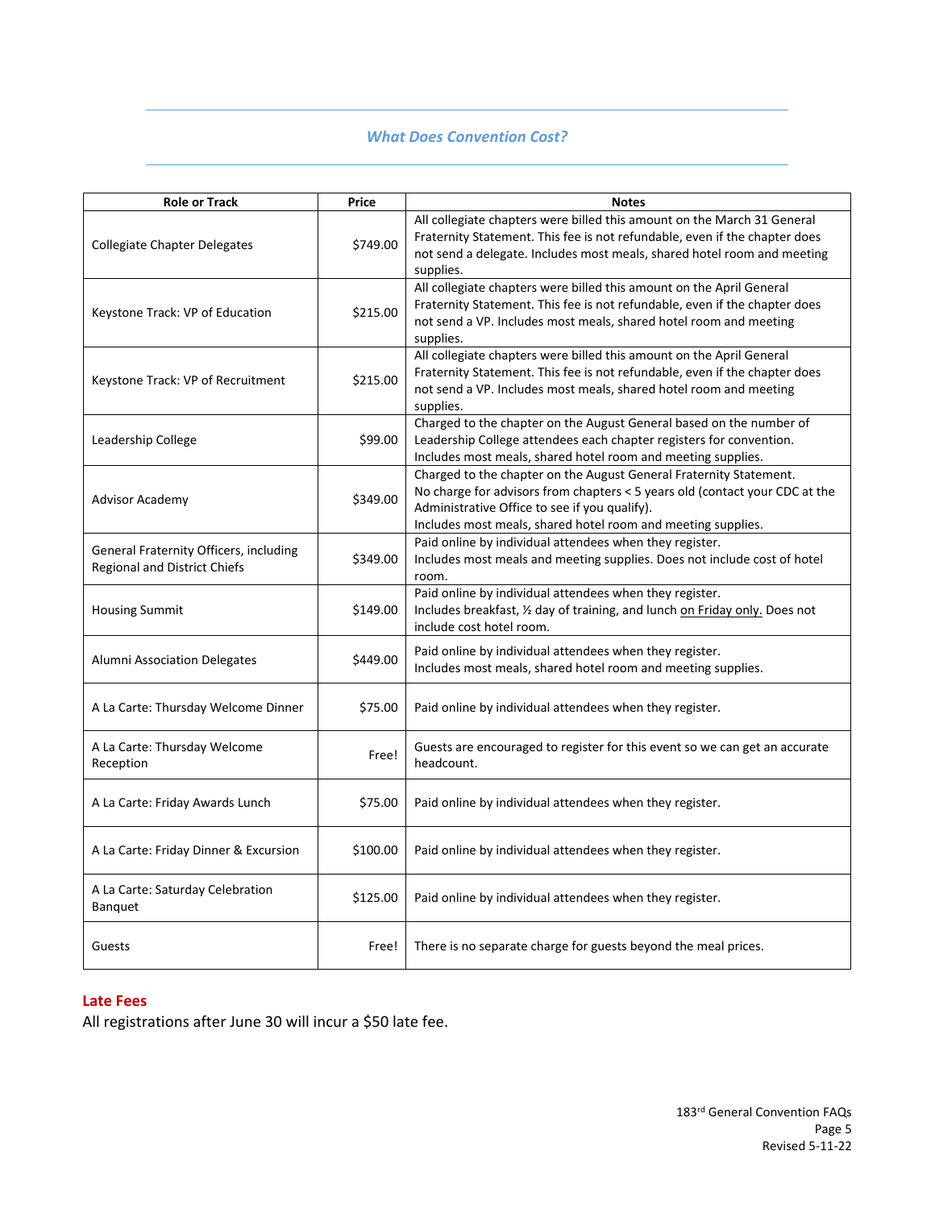## *What Does Convention Cost?*

| Role or Track | Price | Notes |
|---|---|---|
| Collegiate Chapter Delegates | $749.00 | All collegiate chapters were billed this amount on the March 31 General Fraternity Statement. This fee is not refundable, even if the chapter does not send a delegate. Includes most meals, shared hotel room and meeting supplies. |
| Keystone Track: VP of Education | $215.00 | All collegiate chapters were billed this amount on the April General Fraternity Statement. This fee is not refundable, even if the chapter does not send a VP. Includes most meals, shared hotel room and meeting supplies. |
| Keystone Track: VP of Recruitment | $215.00 | All collegiate chapters were billed this amount on the April General Fraternity Statement. This fee is not refundable, even if the chapter does not send a VP. Includes most meals, shared hotel room and meeting supplies. |
| Leadership College | $99.00 | Charged to the chapter on the August General based on the number of Leadership College attendees each chapter registers for convention. Includes most meals, shared hotel room and meeting supplies. |
| Advisor Academy | $349.00 | Charged to the chapter on the August General Fraternity Statement. No charge for advisors from chapters < 5 years old (contact your CDC at the Administrative Office to see if you qualify). Includes most meals, shared hotel room and meeting supplies. |
| General Fraternity Officers, including Regional and District Chiefs | $349.00 | Paid online by individual attendees when they register. Includes most meals and meeting supplies. Does not include cost of hotel room. |
| Housing Summit | $149.00 | Paid online by individual attendees when they register. Includes breakfast, ½ day of training, and lunch on Friday only. Does not include cost hotel room. |
| Alumni Association Delegates | $449.00 | Paid online by individual attendees when they register. Includes most meals, shared hotel room and meeting supplies. |
| A La Carte: Thursday Welcome Dinner | $75.00 | Paid online by individual attendees when they register. |
| A La Carte: Thursday Welcome Reception | Free! | Guests are encouraged to register for this event so we can get an accurate headcount. |
| A La Carte: Friday Awards Lunch | $75.00 | Paid online by individual attendees when they register. |
| A La Carte: Friday Dinner & Excursion | $100.00 | Paid online by individual attendees when they register. |
| A La Carte: Saturday Celebration Banquet | $125.00 | Paid online by individual attendees when they register. |
| Guests | Free! | There is no separate charge for guests beyond the meal prices. |

### Late Fees

All registrations after June 30 will incur a $50 late fee.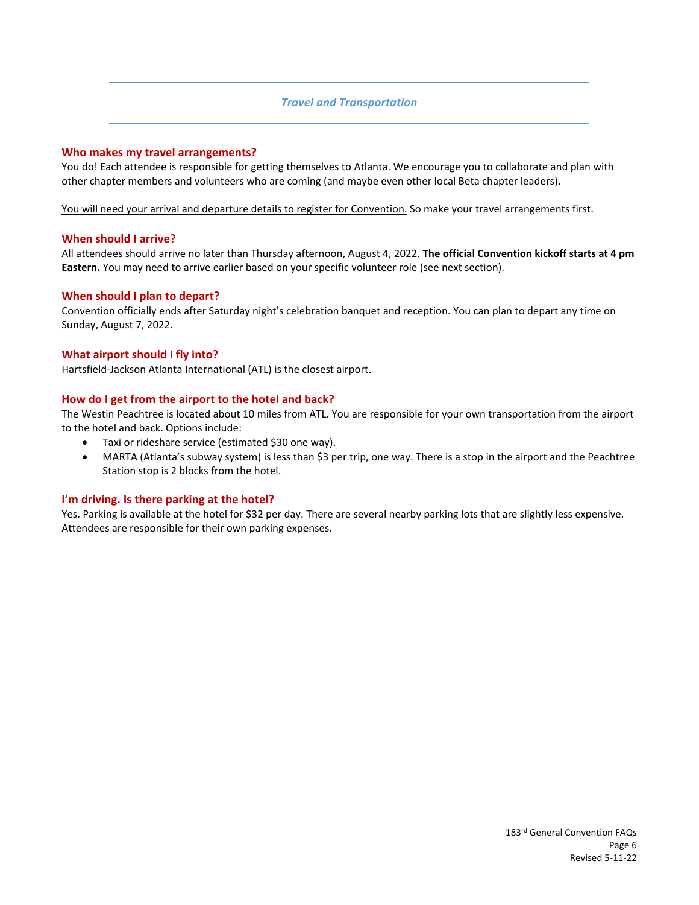## *Travel and Transportation*

### Who makes my travel arrangements?

You do! Each attendee is responsible for getting themselves to Atlanta. We encourage you to collaborate and plan with other chapter members and volunteers who are coming (and maybe even other local Beta chapter leaders).

<u>You will need your arrival and departure details to register for Convention.</u> So make your travel arrangements first.

### When should I arrive?

All attendees should arrive no later than Thursday afternoon, August 4, 2022. **The official Convention kickoff starts at 4 pm Eastern.** You may need to arrive earlier based on your specific volunteer role (see next section).

### When should I plan to depart?

Convention officially ends after Saturday night's celebration banquet and reception. You can plan to depart any time on Sunday, August 7, 2022.

### What airport should I fly into?

Hartsfield-Jackson Atlanta International (ATL) is the closest airport.

### How do I get from the airport to the hotel and back?

The Westin Peachtree is located about 10 miles from ATL. You are responsible for your own transportation from the airport to the hotel and back. Options include:

- Taxi or rideshare service (estimated $30 one way).
- MARTA (Atlanta's subway system) is less than $3 per trip, one way. There is a stop in the airport and the Peachtree Station stop is 2 blocks from the hotel.

### I'm driving. Is there parking at the hotel?

Yes. Parking is available at the hotel for $32 per day. There are several nearby parking lots that are slightly less expensive. Attendees are responsible for their own parking expenses.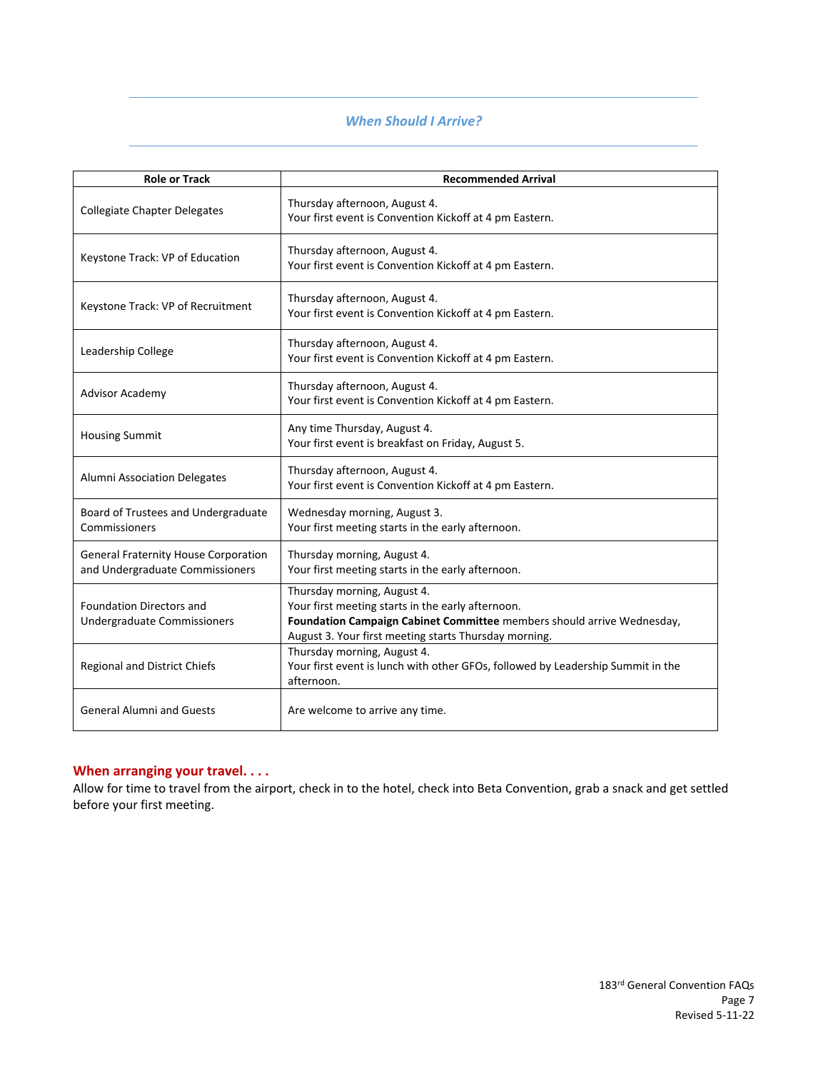## *When Should I Arrive?*

| Role or Track | Recommended Arrival |
| --- | --- |
| Collegiate Chapter Delegates | Thursday afternoon, August 4.<br>Your first event is Convention Kickoff at 4 pm Eastern. |
| Keystone Track: VP of Education | Thursday afternoon, August 4.<br>Your first event is Convention Kickoff at 4 pm Eastern. |
| Keystone Track: VP of Recruitment | Thursday afternoon, August 4.<br>Your first event is Convention Kickoff at 4 pm Eastern. |
| Leadership College | Thursday afternoon, August 4.<br>Your first event is Convention Kickoff at 4 pm Eastern. |
| Advisor Academy | Thursday afternoon, August 4.<br>Your first event is Convention Kickoff at 4 pm Eastern. |
| Housing Summit | Any time Thursday, August 4.<br>Your first event is breakfast on Friday, August 5. |
| Alumni Association Delegates | Thursday afternoon, August 4.<br>Your first event is Convention Kickoff at 4 pm Eastern. |
| Board of Trustees and Undergraduate Commissioners | Wednesday morning, August 3.<br>Your first meeting starts in the early afternoon. |
| General Fraternity House Corporation and Undergraduate Commissioners | Thursday morning, August 4.<br>Your first meeting starts in the early afternoon. |
| Foundation Directors and Undergraduate Commissioners | Thursday morning, August 4.<br>Your first meeting starts in the early afternoon.<br>**Foundation Campaign Cabinet Committee** members should arrive Wednesday, August 3. Your first meeting starts Thursday morning. |
| Regional and District Chiefs | Thursday morning, August 4.<br>Your first event is lunch with other GFOs, followed by Leadership Summit in the afternoon. |
| General Alumni and Guests | Are welcome to arrive any time. |

**When arranging your travel. . . .**

Allow for time to travel from the airport, check in to the hotel, check into Beta Convention, grab a snack and get settled before your first meeting.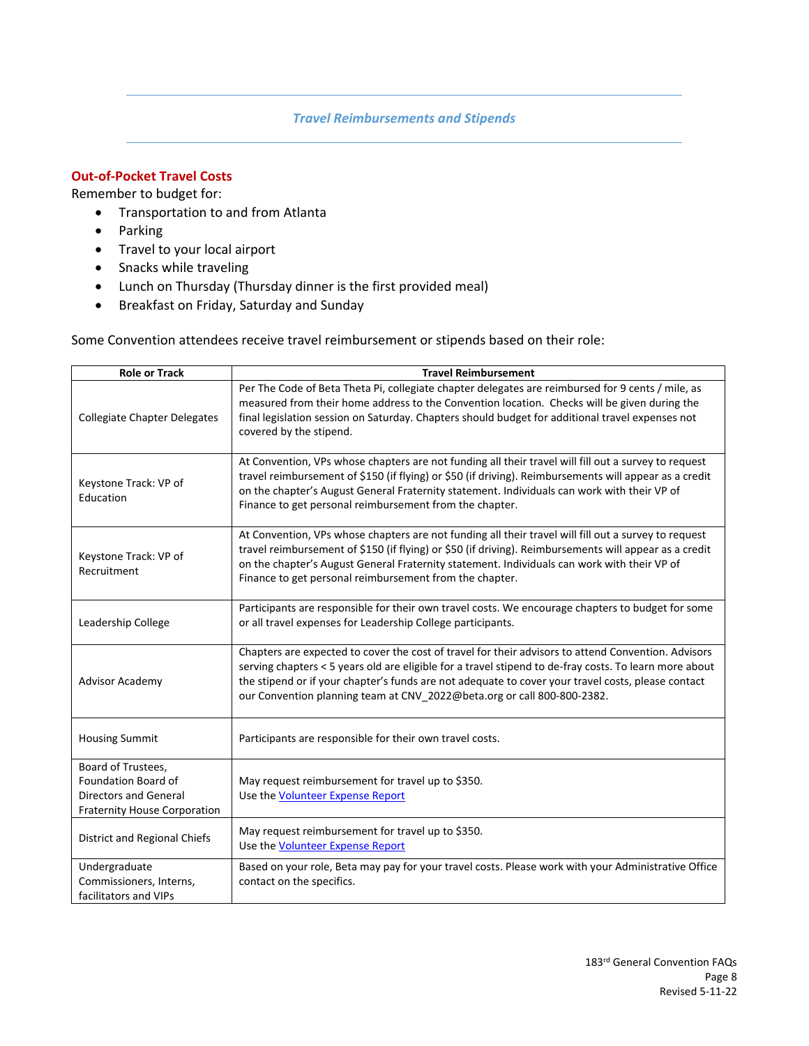## *Travel Reimbursements and Stipends*

### Out-of-Pocket Travel Costs

Remember to budget for:

- Transportation to and from Atlanta
- Parking
- Travel to your local airport
- Snacks while traveling
- Lunch on Thursday (Thursday dinner is the first provided meal)
- Breakfast on Friday, Saturday and Sunday

Some Convention attendees receive travel reimbursement or stipends based on their role:

| Role or Track | Travel Reimbursement |
|---|---|
| Collegiate Chapter Delegates | Per The Code of Beta Theta Pi, collegiate chapter delegates are reimbursed for 9 cents / mile, as measured from their home address to the Convention location. Checks will be given during the final legislation session on Saturday. Chapters should budget for additional travel expenses not covered by the stipend. |
| Keystone Track: VP of Education | At Convention, VPs whose chapters are not funding all their travel will fill out a survey to request travel reimbursement of $150 (if flying) or $50 (if driving). Reimbursements will appear as a credit on the chapter's August General Fraternity statement. Individuals can work with their VP of Finance to get personal reimbursement from the chapter. |
| Keystone Track: VP of Recruitment | At Convention, VPs whose chapters are not funding all their travel will fill out a survey to request travel reimbursement of $150 (if flying) or $50 (if driving). Reimbursements will appear as a credit on the chapter's August General Fraternity statement. Individuals can work with their VP of Finance to get personal reimbursement from the chapter. |
| Leadership College | Participants are responsible for their own travel costs. We encourage chapters to budget for some or all travel expenses for Leadership College participants. |
| Advisor Academy | Chapters are expected to cover the cost of travel for their advisors to attend Convention. Advisors serving chapters < 5 years old are eligible for a travel stipend to de-fray costs. To learn more about the stipend or if your chapter's funds are not adequate to cover your travel costs, please contact our Convention planning team at CNV_2022@beta.org or call 800-800-2382. |
| Housing Summit | Participants are responsible for their own travel costs. |
| Board of Trustees, Foundation Board of Directors and General Fraternity House Corporation | May request reimbursement for travel up to $350. Use the Volunteer Expense Report |
| District and Regional Chiefs | May request reimbursement for travel up to $350. Use the Volunteer Expense Report |
| Undergraduate Commissioners, Interns, facilitators and VIPs | Based on your role, Beta may pay for your travel costs. Please work with your Administrative Office contact on the specifics. |

183rd General Convention FAQs
Revised 5-11-22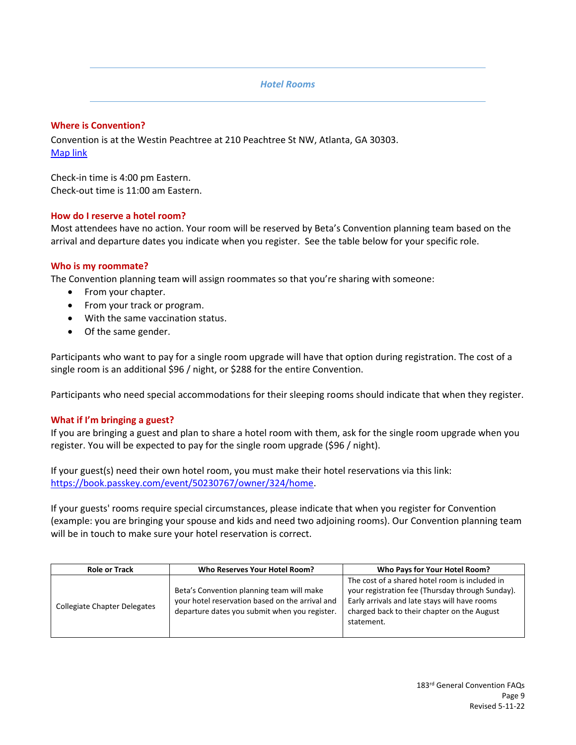## *Hotel Rooms*

### Where is Convention?

Convention is at the Westin Peachtree at 210 Peachtree St NW, Atlanta, GA 30303.
[Map link]()

Check-in time is 4:00 pm Eastern.
Check-out time is 11:00 am Eastern.

### How do I reserve a hotel room?

Most attendees have no action. Your room will be reserved by Beta's Convention planning team based on the arrival and departure dates you indicate when you register. See the table below for your specific role.

### Who is my roommate?

The Convention planning team will assign roommates so that you're sharing with someone:

- From your chapter.
- From your track or program.
- With the same vaccination status.
- Of the same gender.

Participants who want to pay for a single room upgrade will have that option during registration. The cost of a single room is an additional $96 / night, or $288 for the entire Convention.

Participants who need special accommodations for their sleeping rooms should indicate that when they register.

### What if I'm bringing a guest?

If you are bringing a guest and plan to share a hotel room with them, ask for the single room upgrade when you register. You will be expected to pay for the single room upgrade ($96 / night).

If your guest(s) need their own hotel room, you must make their hotel reservations via this link: [https://book.passkey.com/event/50230767/owner/324/home](https://book.passkey.com/event/50230767/owner/324/home).

If your guests' rooms require special circumstances, please indicate that when you register for Convention (example: you are bringing your spouse and kids and need two adjoining rooms). Our Convention planning team will be in touch to make sure your hotel reservation is correct.

| Role or Track | Who Reserves Your Hotel Room? | Who Pays for Your Hotel Room? |
|---|---|---|
| Collegiate Chapter Delegates | Beta's Convention planning team will make your hotel reservation based on the arrival and departure dates you submit when you register. | The cost of a shared hotel room is included in your registration fee (Thursday through Sunday). Early arrivals and late stays will have rooms charged back to their chapter on the August statement. |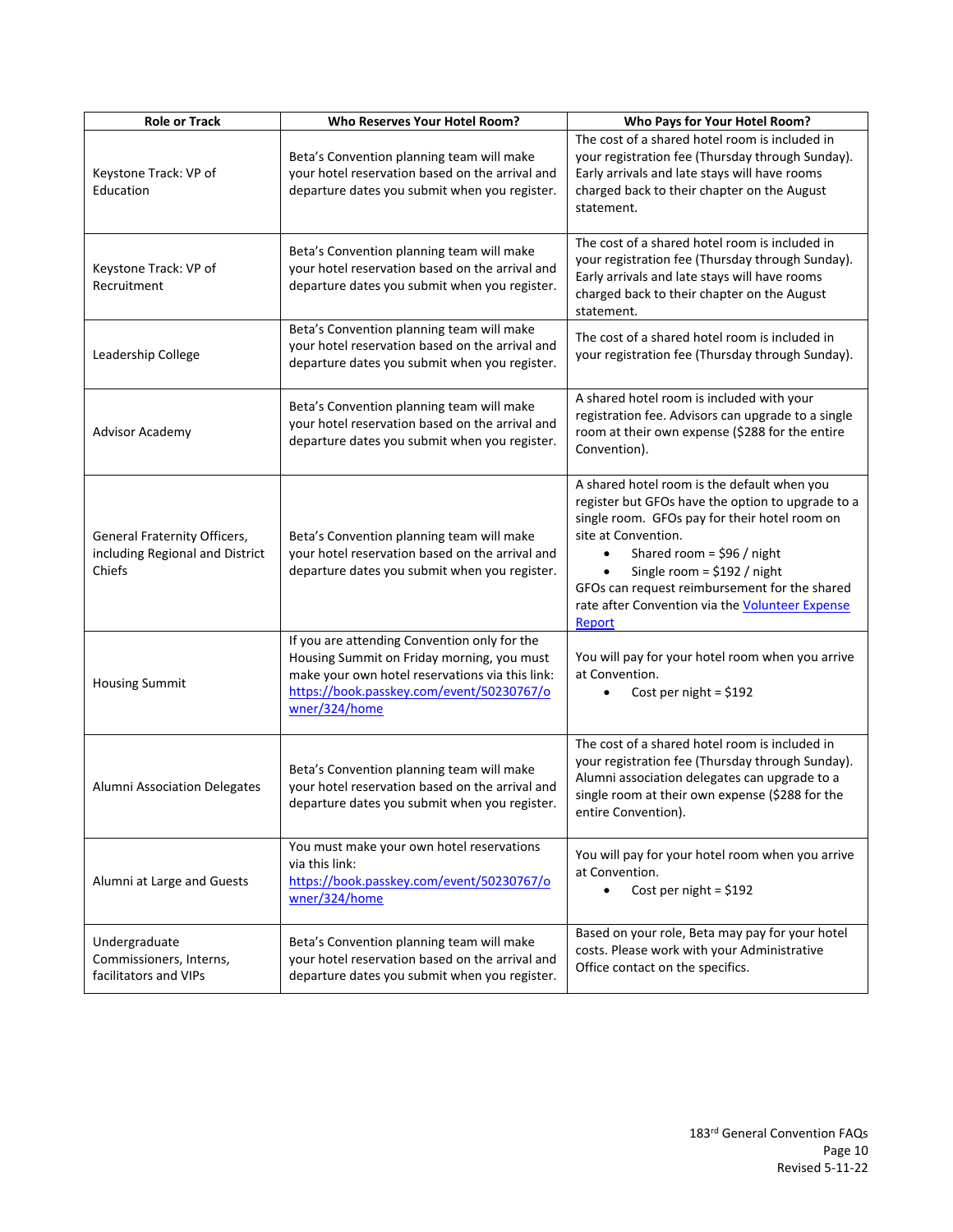| Role or Track | Who Reserves Your Hotel Room? | Who Pays for Your Hotel Room? |
|---|---|---|
| Keystone Track: VP of Education | Beta's Convention planning team will make your hotel reservation based on the arrival and departure dates you submit when you register. | The cost of a shared hotel room is included in your registration fee (Thursday through Sunday). Early arrivals and late stays will have rooms charged back to their chapter on the August statement. |
| Keystone Track: VP of Recruitment | Beta's Convention planning team will make your hotel reservation based on the arrival and departure dates you submit when you register. | The cost of a shared hotel room is included in your registration fee (Thursday through Sunday). Early arrivals and late stays will have rooms charged back to their chapter on the August statement. |
| Leadership College | Beta's Convention planning team will make your hotel reservation based on the arrival and departure dates you submit when you register. | The cost of a shared hotel room is included in your registration fee (Thursday through Sunday). |
| Advisor Academy | Beta's Convention planning team will make your hotel reservation based on the arrival and departure dates you submit when you register. | A shared hotel room is included with your registration fee. Advisors can upgrade to a single room at their own expense ($288 for the entire Convention). |
| General Fraternity Officers, including Regional and District Chiefs | Beta's Convention planning team will make your hotel reservation based on the arrival and departure dates you submit when you register. | A shared hotel room is the default when you register but GFOs have the option to upgrade to a single room. GFOs pay for their hotel room on site at Convention.<br>• Shared room = $96 / night<br>• Single room = $192 / night<br>GFOs can request reimbursement for the shared rate after Convention via the [Volunteer Expense Report]() |
| Housing Summit | If you are attending Convention only for the Housing Summit on Friday morning, you must make your own hotel reservations via this link: https://book.passkey.com/event/50230767/owner/324/home | You will pay for your hotel room when you arrive at Convention.<br>• Cost per night = $192 |
| Alumni Association Delegates | Beta's Convention planning team will make your hotel reservation based on the arrival and departure dates you submit when you register. | The cost of a shared hotel room is included in your registration fee (Thursday through Sunday). Alumni association delegates can upgrade to a single room at their own expense ($288 for the entire Convention). |
| Alumni at Large and Guests | You must make your own hotel reservations via this link: https://book.passkey.com/event/50230767/owner/324/home | You will pay for your hotel room when you arrive at Convention.<br>• Cost per night = $192 |
| Undergraduate Commissioners, Interns, facilitators and VIPs | Beta's Convention planning team will make your hotel reservation based on the arrival and departure dates you submit when you register. | Based on your role, Beta may pay for your hotel costs. Please work with your Administrative Office contact on the specifics. |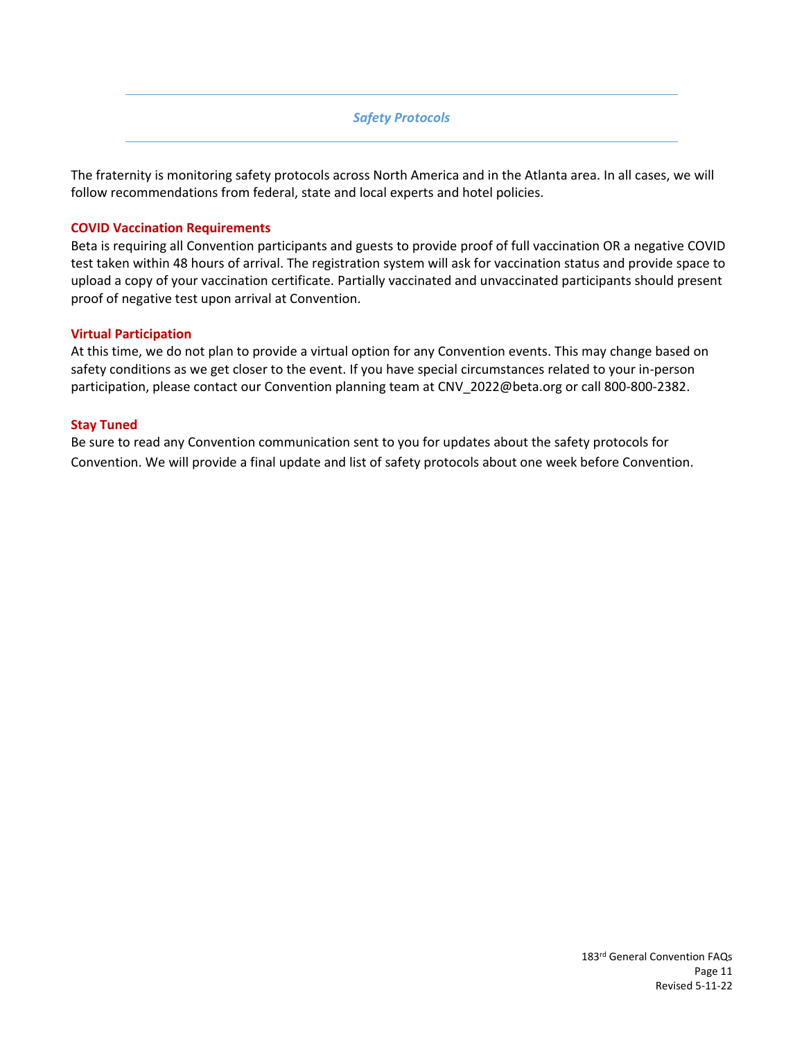## *Safety Protocols*

The fraternity is monitoring safety protocols across North America and in the Atlanta area. In all cases, we will follow recommendations from federal, state and local experts and hotel policies.

### COVID Vaccination Requirements

Beta is requiring all Convention participants and guests to provide proof of full vaccination OR a negative COVID test taken within 48 hours of arrival. The registration system will ask for vaccination status and provide space to upload a copy of your vaccination certificate. Partially vaccinated and unvaccinated participants should present proof of negative test upon arrival at Convention.

### Virtual Participation

At this time, we do not plan to provide a virtual option for any Convention events. This may change based on safety conditions as we get closer to the event. If you have special circumstances related to your in-person participation, please contact our Convention planning team at CNV_2022@beta.org or call 800-800-2382.

### Stay Tuned

Be sure to read any Convention communication sent to you for updates about the safety protocols for Convention. We will provide a final update and list of safety protocols about one week before Convention.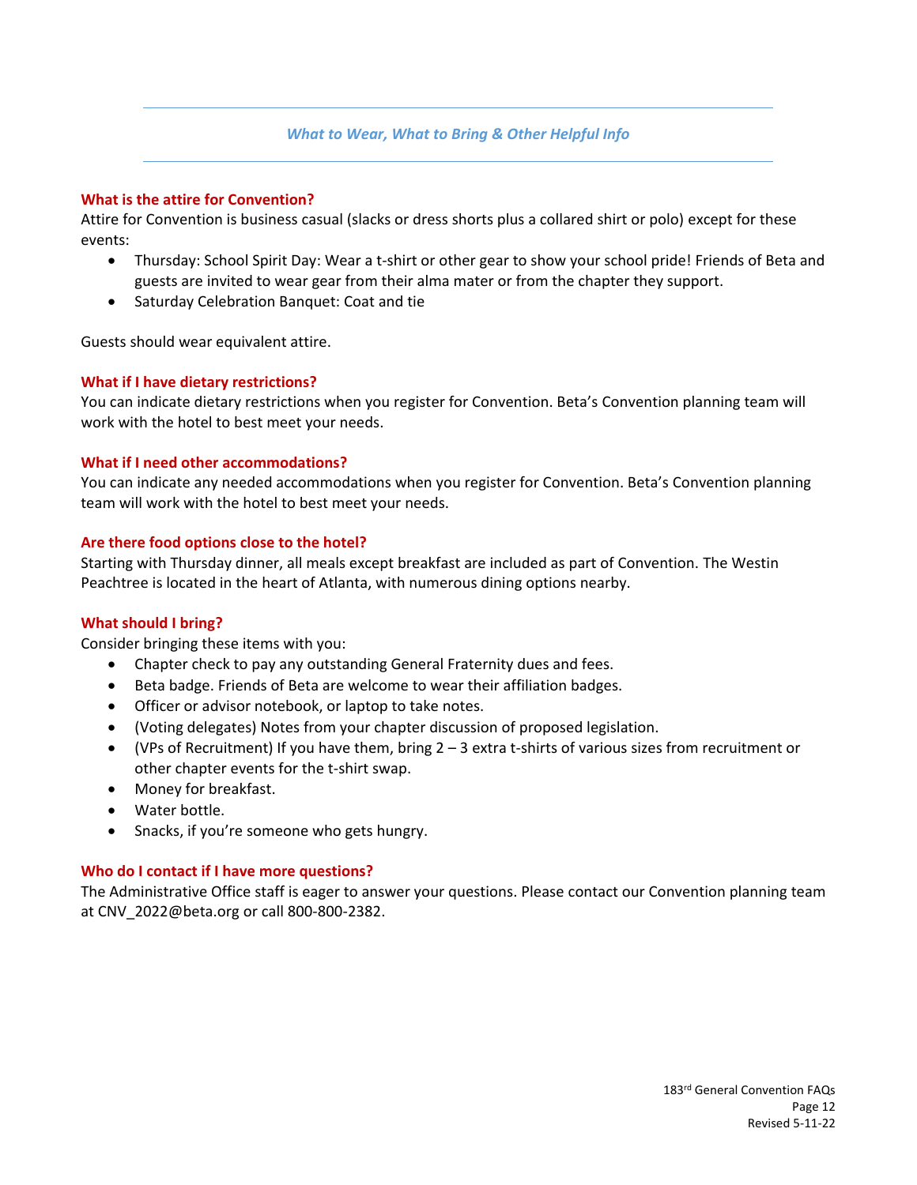## *What to Wear, What to Bring & Other Helpful Info*

### What is the attire for Convention?

Attire for Convention is business casual (slacks or dress shorts plus a collared shirt or polo) except for these events:

- Thursday: School Spirit Day: Wear a t-shirt or other gear to show your school pride! Friends of Beta and guests are invited to wear gear from their alma mater or from the chapter they support.
- Saturday Celebration Banquet: Coat and tie

Guests should wear equivalent attire.

### What if I have dietary restrictions?

You can indicate dietary restrictions when you register for Convention. Beta's Convention planning team will work with the hotel to best meet your needs.

### What if I need other accommodations?

You can indicate any needed accommodations when you register for Convention. Beta's Convention planning team will work with the hotel to best meet your needs.

### Are there food options close to the hotel?

Starting with Thursday dinner, all meals except breakfast are included as part of Convention. The Westin Peachtree is located in the heart of Atlanta, with numerous dining options nearby.

### What should I bring?

Consider bringing these items with you:

- Chapter check to pay any outstanding General Fraternity dues and fees.
- Beta badge. Friends of Beta are welcome to wear their affiliation badges.
- Officer or advisor notebook, or laptop to take notes.
- (Voting delegates) Notes from your chapter discussion of proposed legislation.
- (VPs of Recruitment) If you have them, bring 2 – 3 extra t-shirts of various sizes from recruitment or other chapter events for the t-shirt swap.
- Money for breakfast.
- Water bottle.
- Snacks, if you're someone who gets hungry.

### Who do I contact if I have more questions?

The Administrative Office staff is eager to answer your questions. Please contact our Convention planning team at CNV_2022@beta.org or call 800-800-2382.